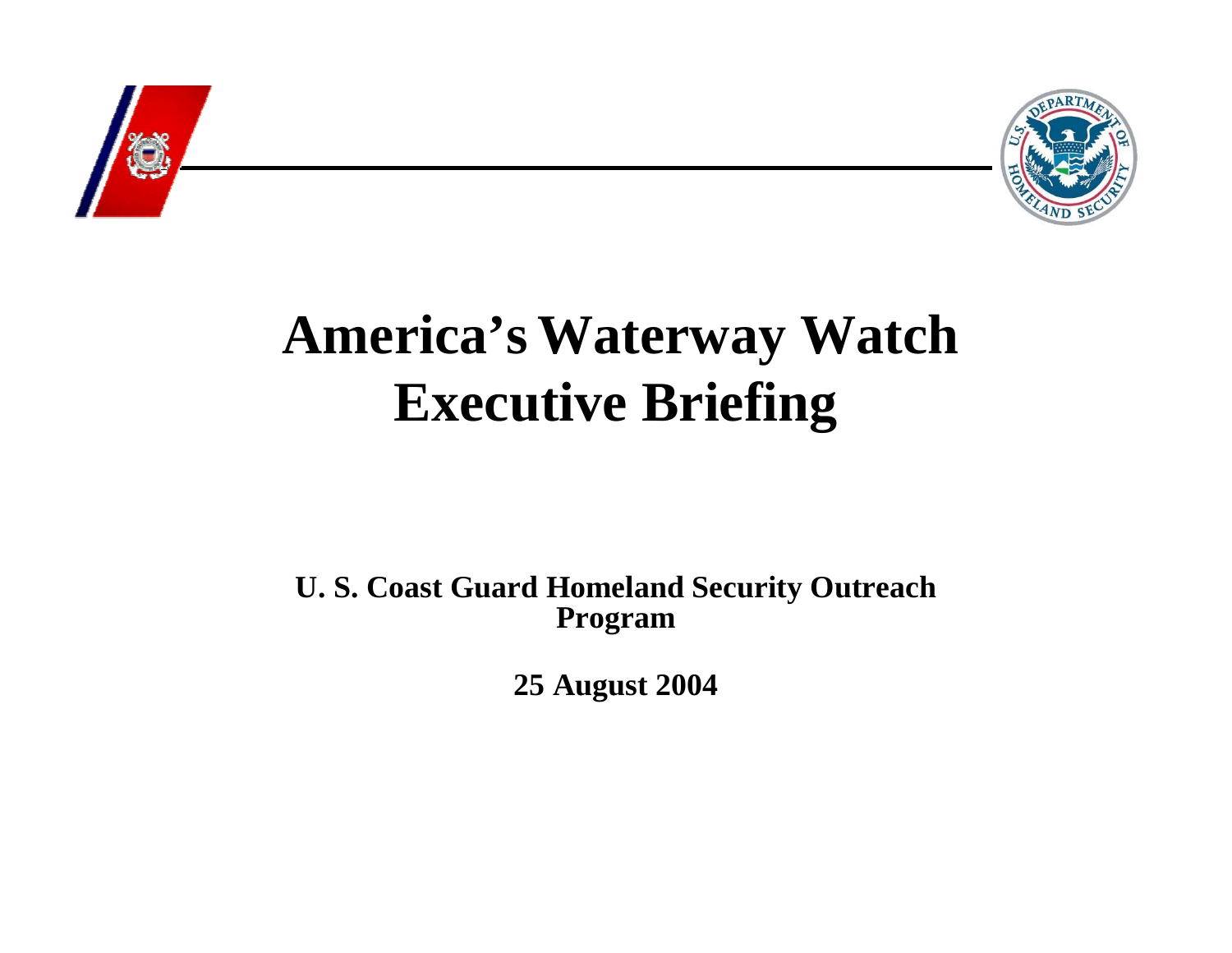# America's Waterway Watch Executive Briefing

**U. S. Coast Guard Homeland Security Outreach Program**

**25 August 2004**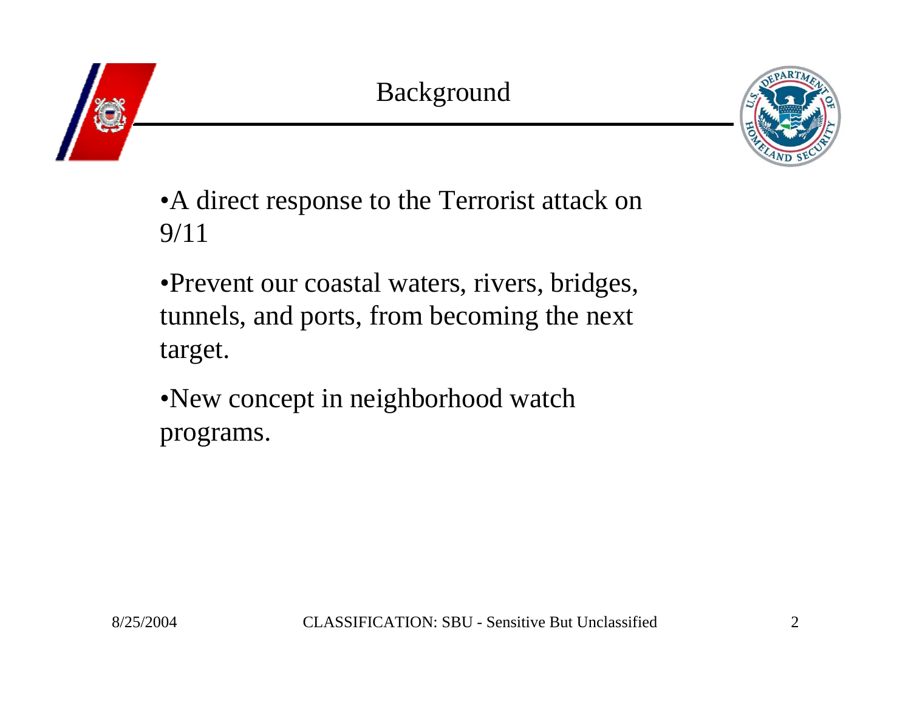# Background

- A direct response to the Terrorist attack on 9/11
- Prevent our coastal waters, rivers, bridges, tunnels, and ports, from becoming the next target.
- New concept in neighborhood watch programs.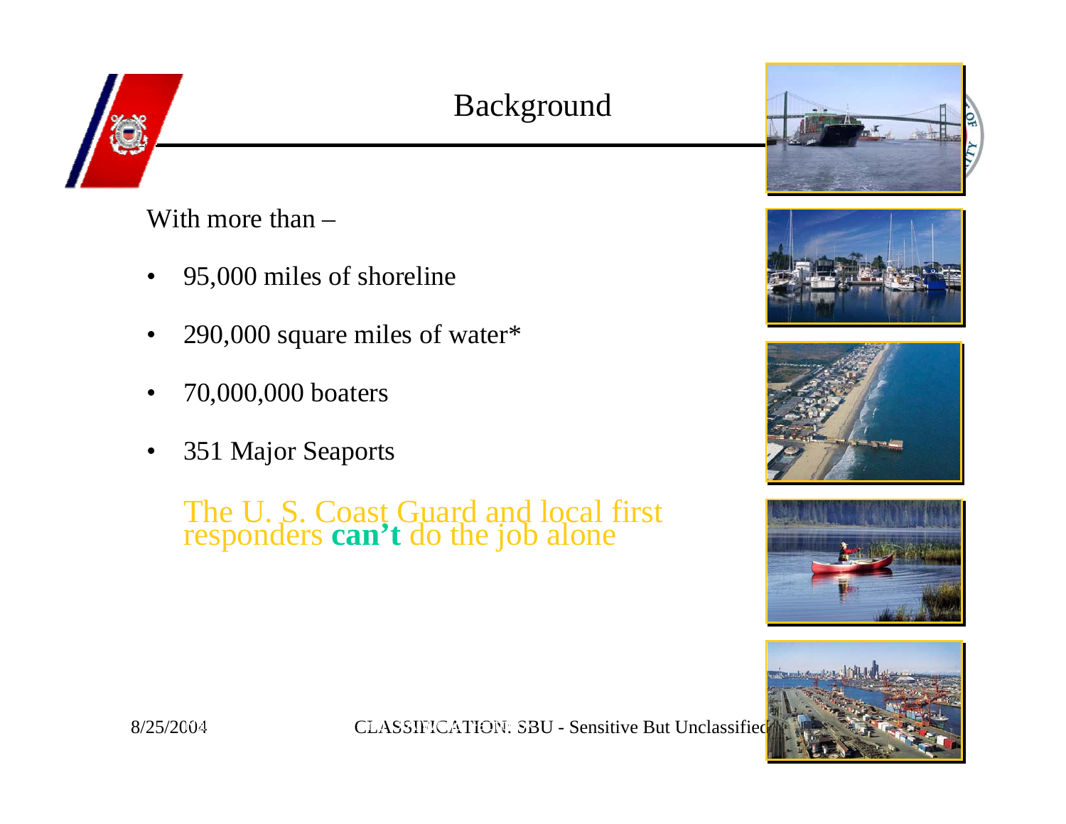# Background

With more than –

- 95,000 miles of shoreline
- 290,000 square miles of water*
- 70,000,000 boaters
- 351 Major Seaports

The U. S. Coast Guard and local first responders **can't** do the job alone

8/25/2004 CLASSIFICATION: SBU - Sensitive But Unclassified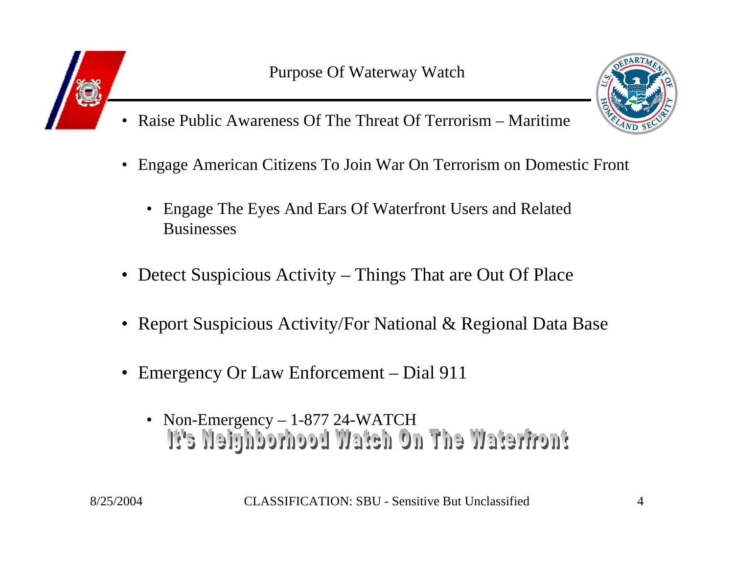# Purpose Of Waterway Watch

- Raise Public Awareness Of The Threat Of Terrorism – Maritime
- Engage American Citizens To Join War On Terrorism on Domestic Front
  - Engage The Eyes And Ears Of Waterfront Users and Related Businesses
- Detect Suspicious Activity – Things That are Out Of Place
- Report Suspicious Activity/For National & Regional Data Base
- Emergency Or Law Enforcement – Dial 911
  - Non-Emergency – 1-877 24-WATCH

**It's Neighborhood Watch On The Waterfront**

8/25/2004

CLASSIFICATION: SBU - Sensitive But Unclassified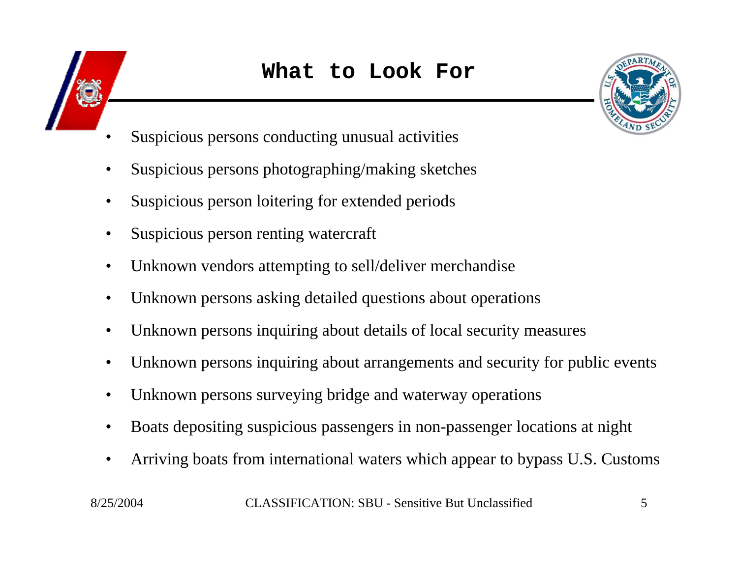# What to Look For

- Suspicious persons conducting unusual activities
- Suspicious persons photographing/making sketches
- Suspicious person loitering for extended periods
- Suspicious person renting watercraft
- Unknown vendors attempting to sell/deliver merchandise
- Unknown persons asking detailed questions about operations
- Unknown persons inquiring about details of local security measures
- Unknown persons inquiring about arrangements and security for public events
- Unknown persons surveying bridge and waterway operations
- Boats depositing suspicious passengers in non-passenger locations at night
- Arriving boats from international waters which appear to bypass U.S. Customs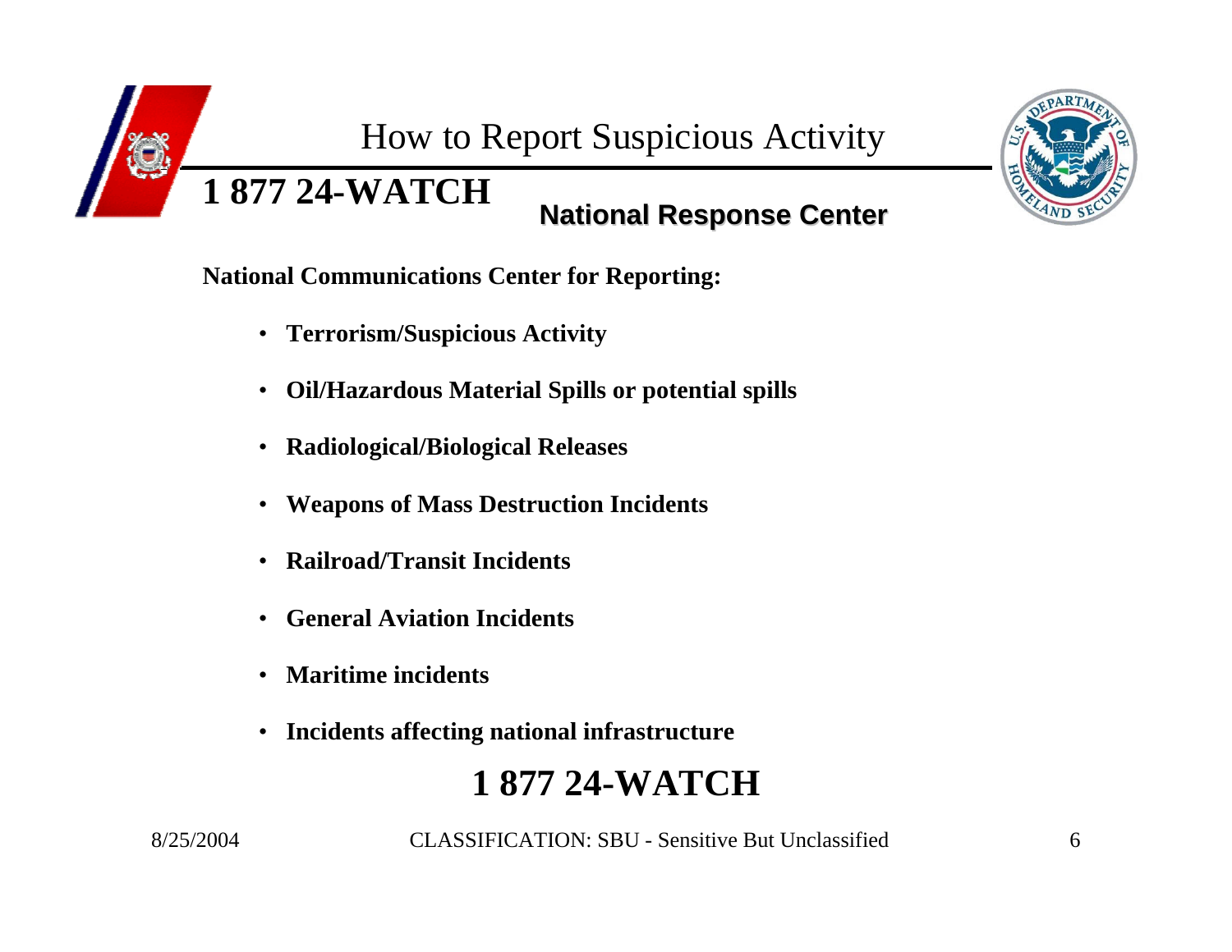# How to Report Suspicious Activity

## 1 877 24-WATCH

### National Response Center

**National Communications Center for Reporting:**

- **Terrorism/Suspicious Activity**
- **Oil/Hazardous Material Spills or potential spills**
- **Radiological/Biological Releases**
- **Weapons of Mass Destruction Incidents**
- **Railroad/Transit Incidents**
- **General Aviation Incidents**
- **Maritime incidents**
- **Incidents affecting national infrastructure**

## 1 877 24-WATCH

8/25/2004 CLASSIFICATION: SBU - Sensitive But Unclassified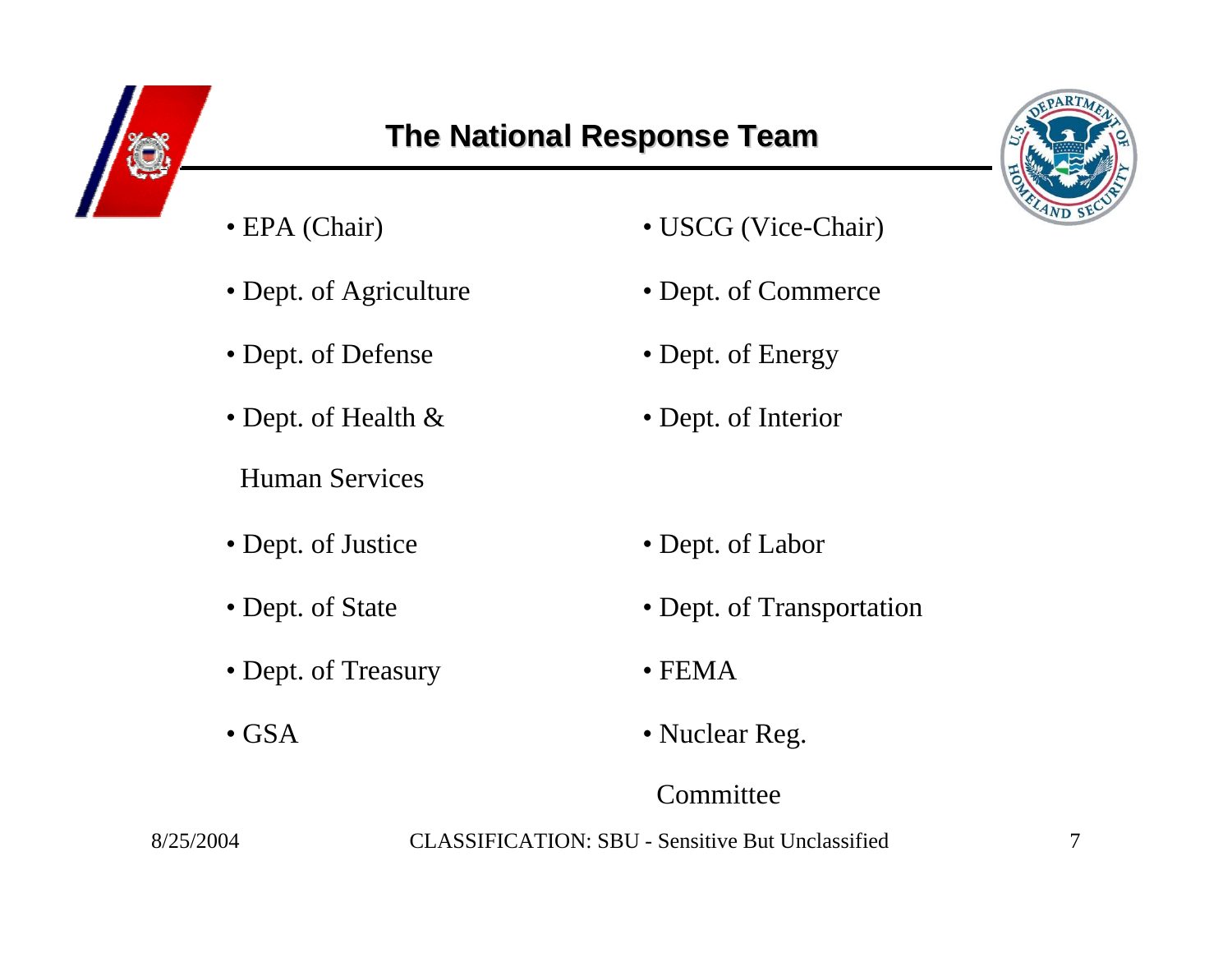# The National Response Team

- EPA (Chair)
- USCG (Vice-Chair)
- Dept. of Agriculture
- Dept. of Commerce
- Dept. of Defense
- Dept. of Energy
- Dept. of Health & Human Services
- Dept. of Interior
- Dept. of Justice
- Dept. of Labor
- Dept. of State
- Dept. of Transportation
- Dept. of Treasury
- FEMA
- GSA
- Nuclear Reg. Committee

8/25/2004

CLASSIFICATION: SBU - Sensitive But Unclassified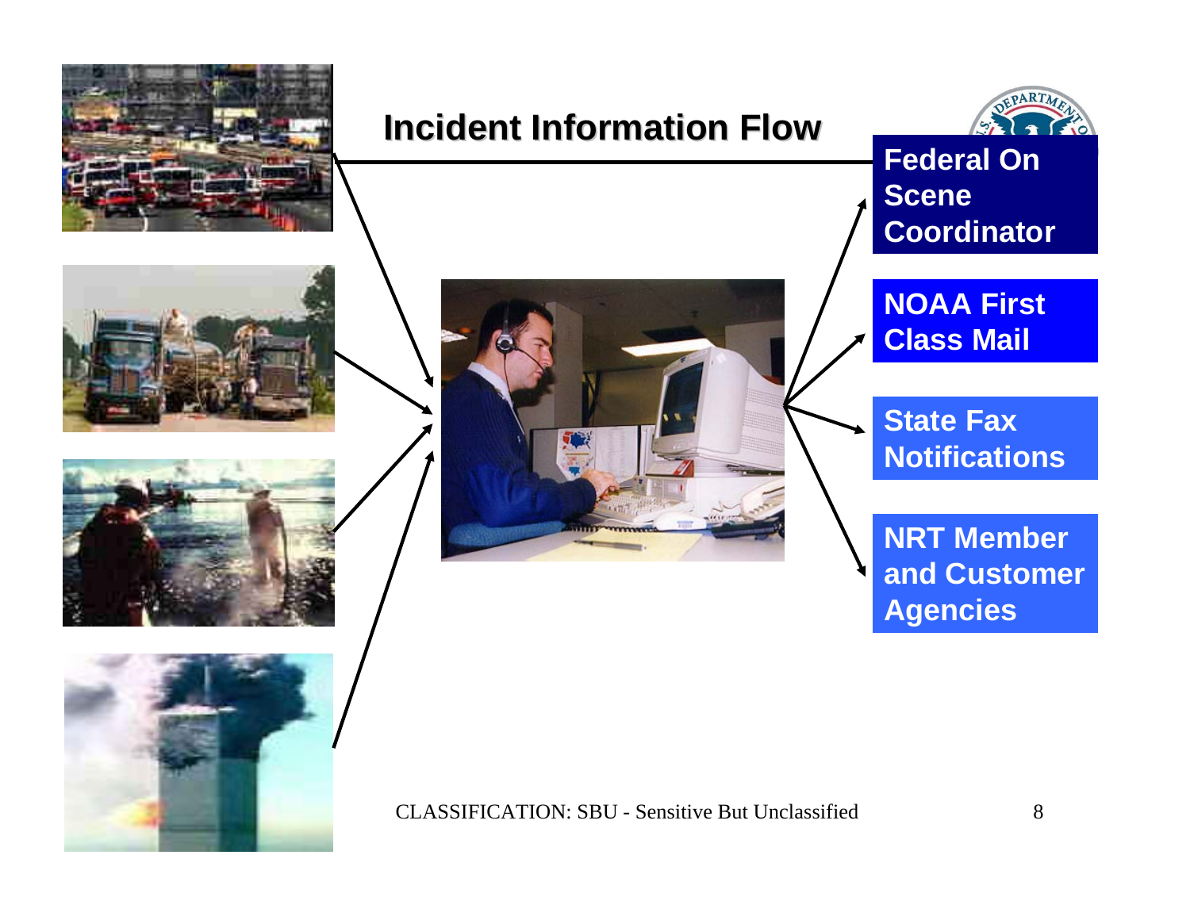# Incident Information Flow

**Federal On Scene Coordinator**

**NOAA First Class Mail**

**State Fax Notifications**

**NRT Member and Customer Agencies**

CLASSIFICATION: SBU - Sensitive But Unclassified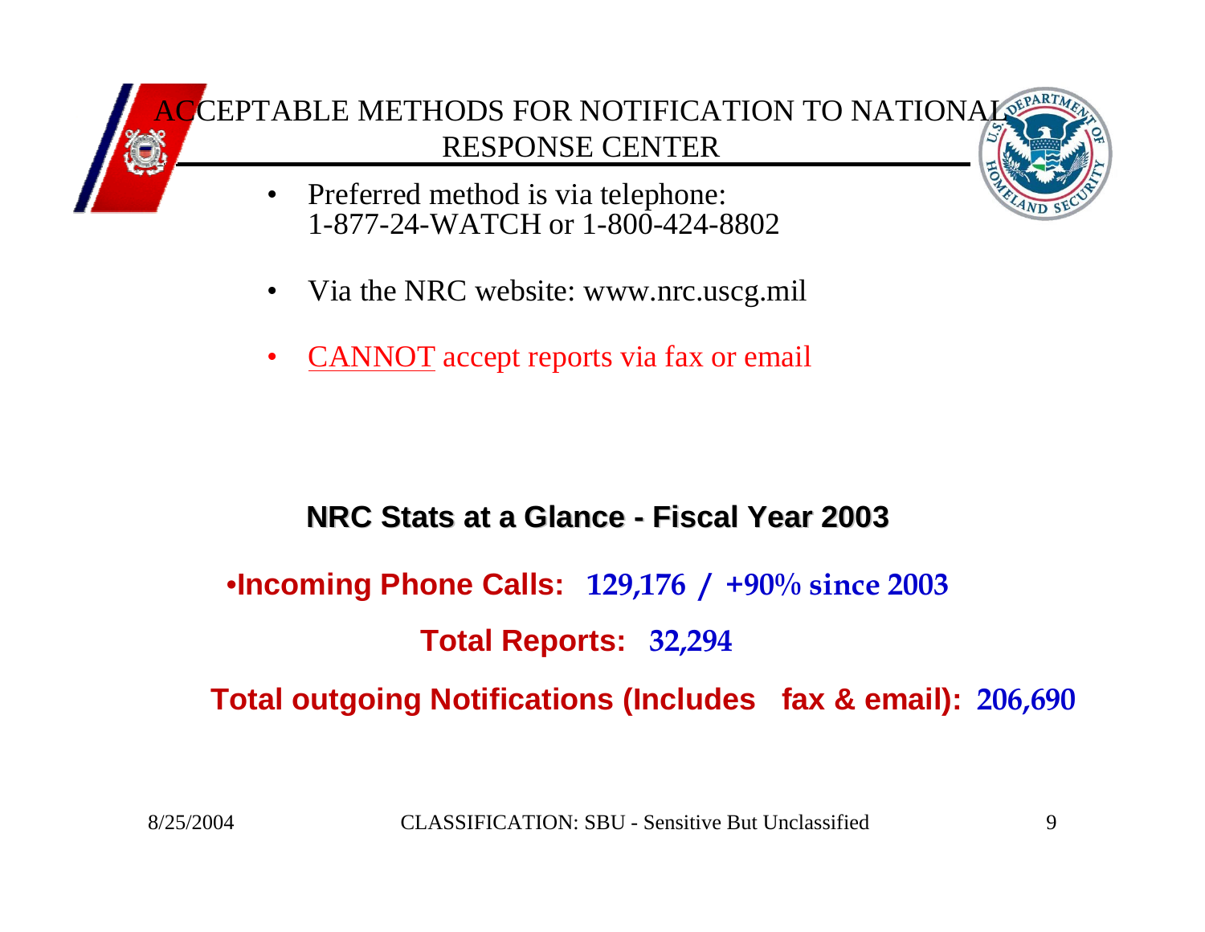# ACCEPTABLE METHODS FOR NOTIFICATION TO NATIONAL RESPONSE CENTER

- Preferred method is via telephone: 1-877-24-WATCH or 1-800-424-8802
- Via the NRC website: www.nrc.uscg.mil
- CANNOT accept reports via fax or email

## NRC Stats at a Glance - Fiscal Year 2003

- **Incoming Phone Calls: 129,176 / +90% since 2003**

**Total Reports: 32,294**

**Total outgoing Notifications (Includes fax & email): 206,690**

8/25/2004 CLASSIFICATION: SBU - Sensitive But Unclassified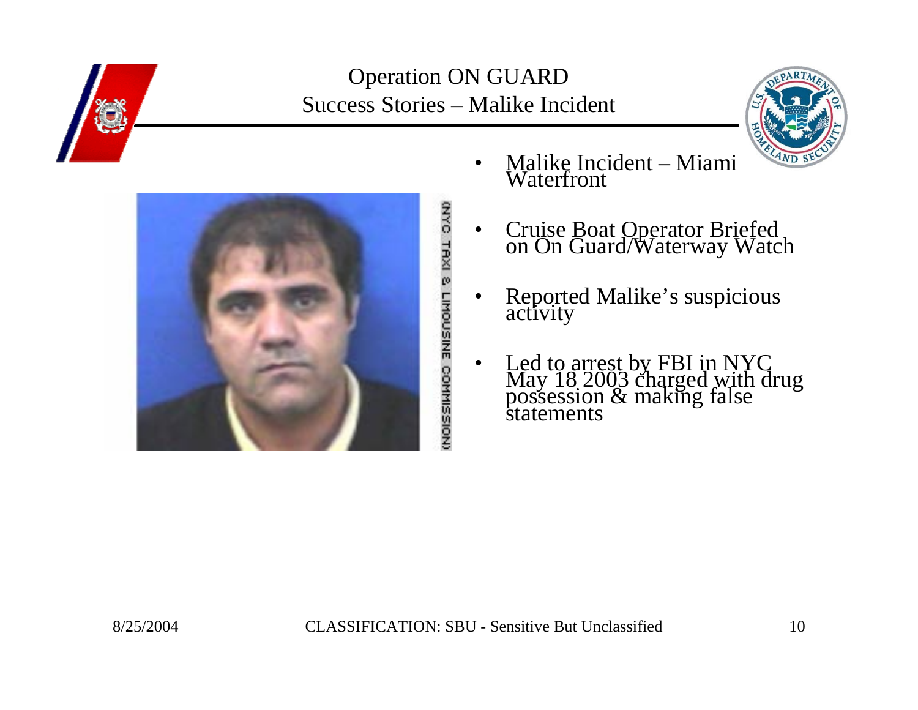# Operation ON GUARD
## Success Stories – Malike Incident

- Malike Incident – Miami Waterfront
- Cruise Boat Operator Briefed on On Guard/Waterway Watch
- Reported Malike's suspicious activity
- Led to arrest by FBI in NYC May 18 2003 charged with drug possession & making false statements

NYC TAXI & LIMOUSINE COMMISSION

8/25/2004 CLASSIFICATION: SBU - Sensitive But Unclassified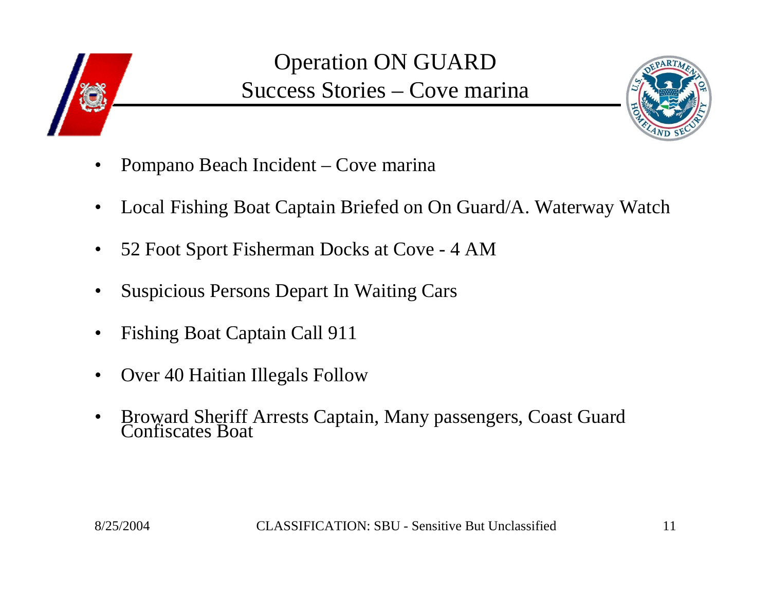# Operation ON GUARD
## Success Stories – Cove marina

- Pompano Beach Incident – Cove marina
- Local Fishing Boat Captain Briefed on On Guard/A. Waterway Watch
- 52 Foot Sport Fisherman Docks at Cove - 4 AM
- Suspicious Persons Depart In Waiting Cars
- Fishing Boat Captain Call 911
- Over 40 Haitian Illegals Follow
- Broward Sheriff Arrests Captain, Many passengers, Coast Guard Confiscates Boat

8/25/2004 CLASSIFICATION: SBU - Sensitive But Unclassified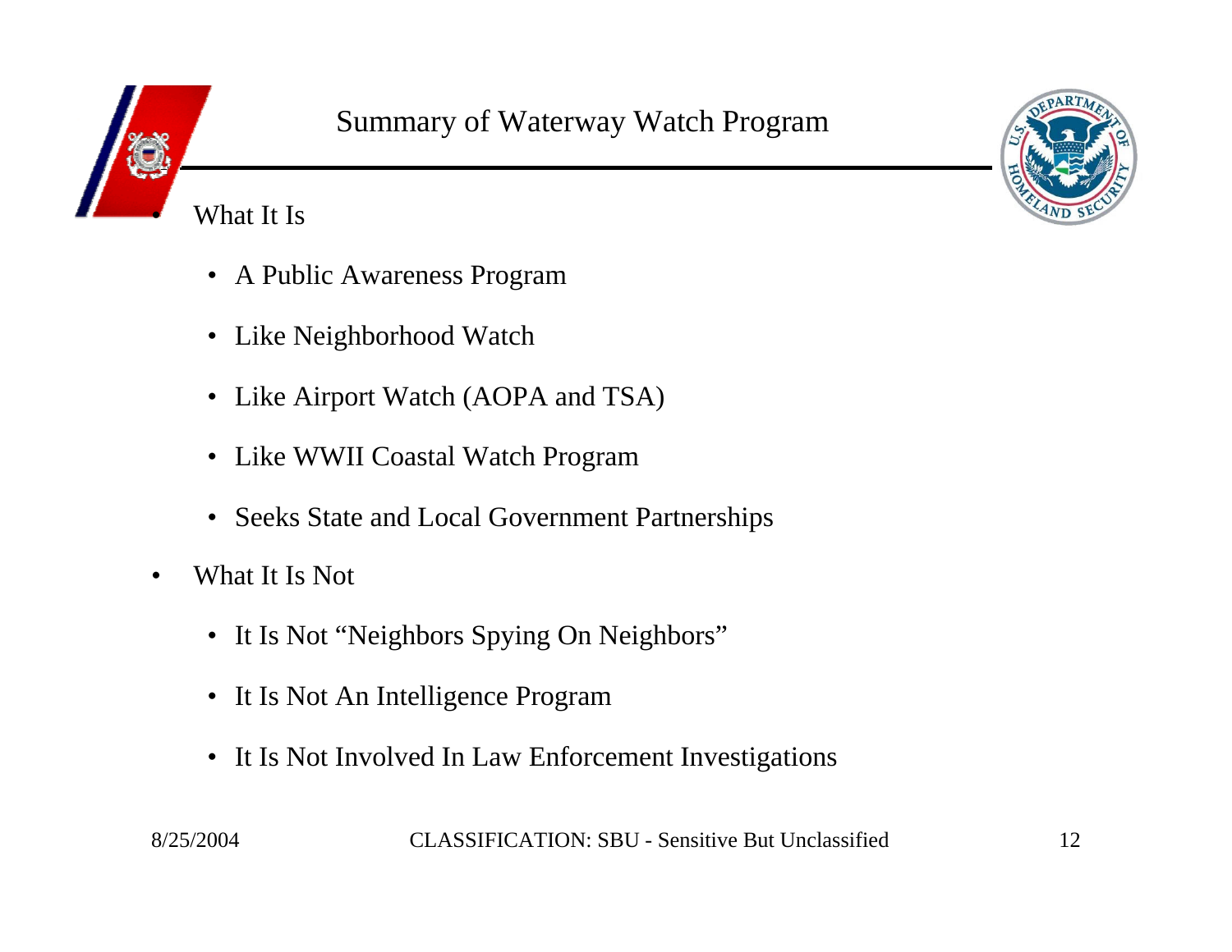# Summary of Waterway Watch Program

- What It Is
  - A Public Awareness Program
  - Like Neighborhood Watch
  - Like Airport Watch (AOPA and TSA)
  - Like WWII Coastal Watch Program
  - Seeks State and Local Government Partnerships
- What It Is Not
  - It Is Not "Neighbors Spying On Neighbors"
  - It Is Not An Intelligence Program
  - It Is Not Involved In Law Enforcement Investigations

8/25/2004 CLASSIFICATION: SBU - Sensitive But Unclassified